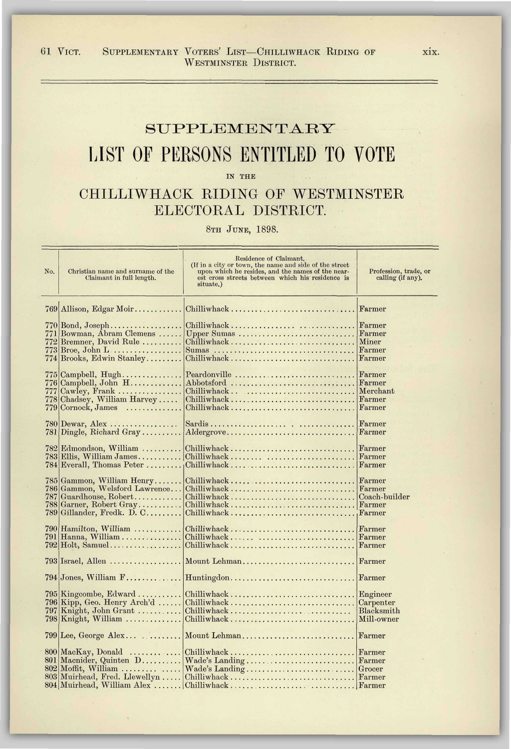# SUPPLEMENTARY

# LIST OF PERSONS ENTITLED TO VOTE

IN THE

## CHILLIWHACK RIDING OF WESTMINSTER ELECTORAL DISTRICT.

8TH JUNE, 1898.

| No. | Christian name and surname of the Claimant in full length. | Residence of Claimant. (If in a city or town, the name and side of the street upon which he resides, and the names of the nearest cross streets between which his residence is situate.) | Profession, trade, or calling (if any). |
|---|---|---|---|
| 769 | Allison, Edgar Moir | Chilliwhack | Farmer |
| 770 | Bond, Joseph | Chilliwhack | Farmer |
| 771 | Bowman, Abram Clemens | Upper Sumas | Farmer |
| 772 | Bremner, David Rule | Chilliwhack | Miner |
| 773 | Broe, John L | Sumas | Farmer |
| 774 | Brooks, Edwin Stanley | Chilliwhack | Farmer |
| 775 | Campbell, Hugh | Peardonville | Farmer |
| 776 | Campbell, John H | Abbotsford | Farmer |
| 777 | Cawley, Frank | Chilliwhack | Merchant |
| 778 | Chadsey, William Harvey | Chilliwhack | Farmer |
| 779 | Cornock, James | Chilliwhack | Farmer |
| 780 | Dewar, Alex | Sardis | Farmer |
| 781 | Dingle, Richard Gray | Aldergrove | Farmer |
| 782 | Edmondson, William | Chilliwhack | Farmer |
| 783 | Ellis, William James | Chilliwhack | Farmer |
| 784 | Everall, Thomas Peter | Chilliwhack | Farmer |
| 785 | Gammon, William Henry | Chilliwhack | Farmer |
| 786 | Gammon, Welsford Lawrence | Chilliwhack | Farmer |
| 787 | Guardhouse, Robert | Chilliwhack | Coach-builder |
| 788 | Garner, Robert Gray | Chilliwhack | Farmer |
| 789 | Gillander, Fredk. D. C | Chilliwhack | Farmer |
| 790 | Hamilton, William | Chilliwhack | Farmer |
| 791 | Hanna, William | Chilliwhack | Farmer |
| 792 | Holt, Samuel | Chilliwhack | Farmer |
| 793 | Israel, Allen | Mount Lehman | Farmer |
| 794 | Jones, William F | Huntingdon | Farmer |
| 795 | Kingcombe, Edward | Chilliwhack | Engineer |
| 796 | Kipp, Geo. Henry Arch'd | Chilliwhack | Carpenter |
| 797 | Knight, John Grant | Chilliwhack | Blacksmith |
| 798 | Knight, William | Chilliwhack | Mill-owner |
| 799 | Lee, George Alex | Mount Lehman | Farmer |
| 800 | MacKay, Donald | Chilliwhack | Farmer |
| 801 | Macnider, Quinten D | Wade's Landing | Farmer |
| 802 | Moffit, William | Wade's Landing | Grocer |
| 803 | Muirhead, Fred. Llewellyn | Chilliwhack | Farmer |
| 804 | Muirhead, William Alex | Chilliwhack | Farmer |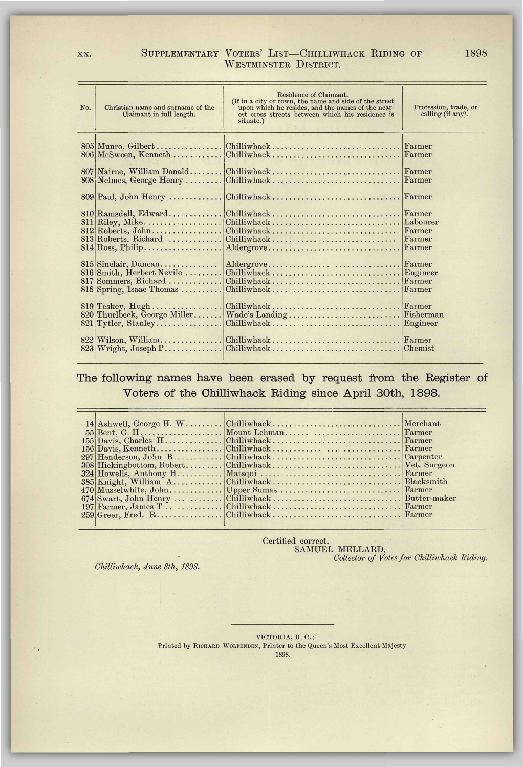## Supplementary Voters' List—Chilliwhack Riding of Westminster District.

| No. | Christian name and surname of the Claimant in full length. | Residence of Claimant. (If in a city or town, the name and side of the street upon which he resides, and the names of the nearest cross streets between which his residence is situate.) | Profession, trade, or calling (if any). |
|---|---|---|---|
| 805 | Munro, Gilbert | Chilliwhack | Farmer |
| 806 | McSween, Kenneth | Chilliwhack | Farmer |
| 807 | Nairne, William Donald | Chilliwhack | Farmer |
| 808 | Nelmes, George Henry | Chilliwhack | Farmer |
| 809 | Paul, John Henry | Chilliwhack | Farmer |
| 810 | Ramsdell, Edward | Chilliwhack | Farmer |
| 811 | Riley, Mike | Chilliwhack | Labourer |
| 812 | Roberts, John | Chilliwhack | Farmer |
| 813 | Roberts, Richard | Chilliwhack | Farmer |
| 814 | Ross, Philip | Aldergrove | Farmer |
| 815 | Sinclair, Duncan | Aldergrove | Farmer |
| 816 | Smith, Herbert Nevile | Chilliwhack | Engineer |
| 817 | Sommers, Richard | Chilliwhack | Farmer |
| 818 | Spring, Isaac Thomas | Chilliwhack | Farmer |
| 819 | Teskey, Hugh | Chilliwhack | Farmer |
| 820 | Thurlbeck, George Miller | Wade's Landing | Fisherman |
| 821 | Tytler, Stanley | Chilliwhack | Engineer |
| 822 | Wilson, William | Chilliwhack | Farmer |
| 823 | Wright, Joseph P | Chilliwhack | Chemist |

## The following names have been erased by request from the Register of Voters of the Chilliwhack Riding since April 30th, 1898.

| | | | |
|---|---|---|---|
| 14 | Ashwell, George H. W | Chilliwhack | Merchant |
| 55 | Bent, G. H | Mount Lehman | Farmer |
| 155 | Davis, Charles H | Chilliwhack | Farmer |
| 156 | Davis, Kenneth | Chilliwhack | Farmer |
| 297 | Henderson, John B | Chilliwhack | Carpenter |
| 308 | Hickingbottom, Robert | Chilliwhack | Vet. Surgeon |
| 324 | Howells, Anthony H | Matsqui | Farmer |
| 385 | Knight, William A | Chilliwhack | Blacksmith |
| 470 | Musselwhite, John | Upper Sumas | Farmer |
| 674 | Swart, John Henry | Chilliwhack | Butter-maker |
| 197 | Farmer, James T | Chilliwhack | Farmer |
| 259 | Greer, Fred. R | Chilliwhack | Farmer |

Certified correct.
SAMUEL MELLARD,
*Collector of Votes for Chilliwhack Riding.*

*Chilliwhack, June 8th, 1898.*

VICTORIA, B. C.:
Printed by Richard Wolfenden, Printer to the Queen's Most Excellent Majesty
1898.